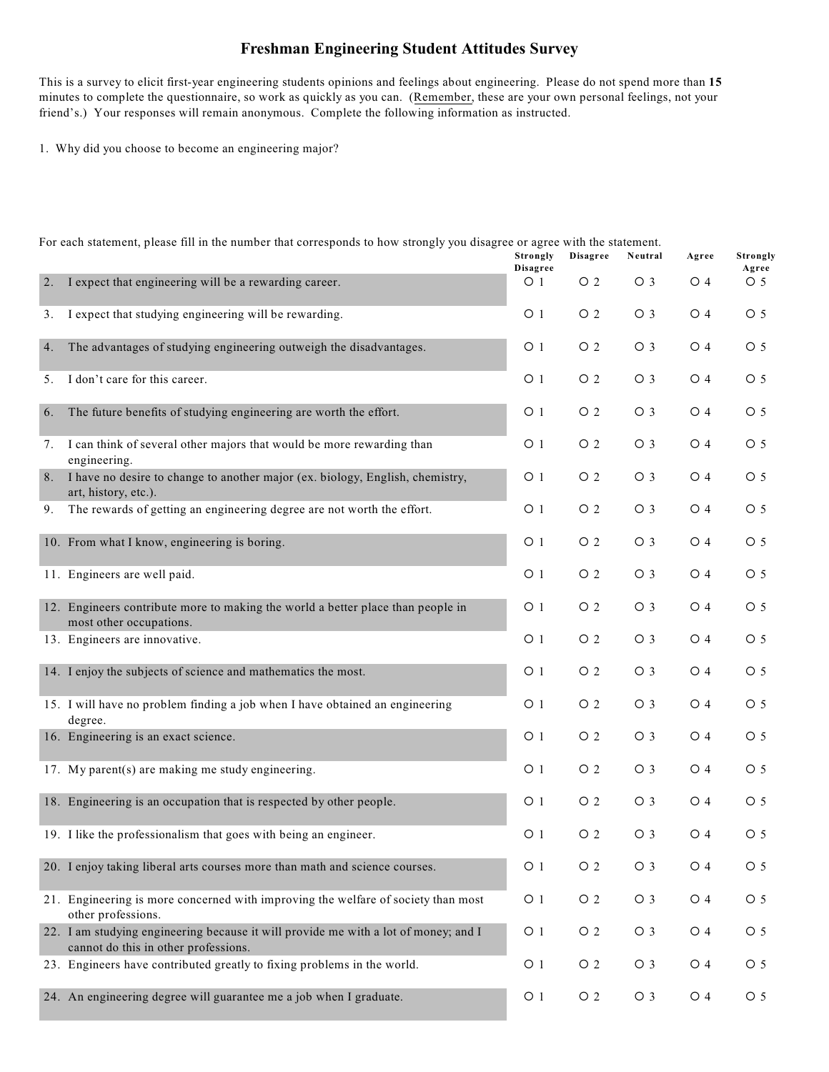# Freshman Engineering Student Attitudes Survey

This is a survey to elicit first-year engineering students opinions and feelings about engineering. Please do not spend more than **15** minutes to complete the questionnaire, so work as quickly as you can. (Remember, these are your own personal feelings, not your friend's.) Your responses will remain anonymous. Complete the following information as instructed.

1. Why did you choose to become an engineering major?

For each statement, please fill in the number that corresponds to how strongly you disagree or agree with the statement.

| | Statement | Strongly Disagree | Disagree | Neutral | Agree | Strongly Agree |
|---|---|---|---|---|---|---|
| 2. | I expect that engineering will be a rewarding career. | ○ 1 | ○ 2 | ○ 3 | ○ 4 | ○ 5 |
| 3. | I expect that studying engineering will be rewarding. | ○ 1 | ○ 2 | ○ 3 | ○ 4 | ○ 5 |
| 4. | The advantages of studying engineering outweigh the disadvantages. | ○ 1 | ○ 2 | ○ 3 | ○ 4 | ○ 5 |
| 5. | I don't care for this career. | ○ 1 | ○ 2 | ○ 3 | ○ 4 | ○ 5 |
| 6. | The future benefits of studying engineering are worth the effort. | ○ 1 | ○ 2 | ○ 3 | ○ 4 | ○ 5 |
| 7. | I can think of several other majors that would be more rewarding than engineering. | ○ 1 | ○ 2 | ○ 3 | ○ 4 | ○ 5 |
| 8. | I have no desire to change to another major (ex. biology, English, chemistry, art, history, etc.). | ○ 1 | ○ 2 | ○ 3 | ○ 4 | ○ 5 |
| 9. | The rewards of getting an engineering degree are not worth the effort. | ○ 1 | ○ 2 | ○ 3 | ○ 4 | ○ 5 |
| 10. | From what I know, engineering is boring. | ○ 1 | ○ 2 | ○ 3 | ○ 4 | ○ 5 |
| 11. | Engineers are well paid. | ○ 1 | ○ 2 | ○ 3 | ○ 4 | ○ 5 |
| 12. | Engineers contribute more to making the world a better place than people in most other occupations. | ○ 1 | ○ 2 | ○ 3 | ○ 4 | ○ 5 |
| 13. | Engineers are innovative. | ○ 1 | ○ 2 | ○ 3 | ○ 4 | ○ 5 |
| 14. | I enjoy the subjects of science and mathematics the most. | ○ 1 | ○ 2 | ○ 3 | ○ 4 | ○ 5 |
| 15. | I will have no problem finding a job when I have obtained an engineering degree. | ○ 1 | ○ 2 | ○ 3 | ○ 4 | ○ 5 |
| 16. | Engineering is an exact science. | ○ 1 | ○ 2 | ○ 3 | ○ 4 | ○ 5 |
| 17. | My parent(s) are making me study engineering. | ○ 1 | ○ 2 | ○ 3 | ○ 4 | ○ 5 |
| 18. | Engineering is an occupation that is respected by other people. | ○ 1 | ○ 2 | ○ 3 | ○ 4 | ○ 5 |
| 19. | I like the professionalism that goes with being an engineer. | ○ 1 | ○ 2 | ○ 3 | ○ 4 | ○ 5 |
| 20. | I enjoy taking liberal arts courses more than math and science courses. | ○ 1 | ○ 2 | ○ 3 | ○ 4 | ○ 5 |
| 21. | Engineering is more concerned with improving the welfare of society than most other professions. | ○ 1 | ○ 2 | ○ 3 | ○ 4 | ○ 5 |
| 22. | I am studying engineering because it will provide me with a lot of money; and I cannot do this in other professions. | ○ 1 | ○ 2 | ○ 3 | ○ 4 | ○ 5 |
| 23. | Engineers have contributed greatly to fixing problems in the world. | ○ 1 | ○ 2 | ○ 3 | ○ 4 | ○ 5 |
| 24. | An engineering degree will guarantee me a job when I graduate. | ○ 1 | ○ 2 | ○ 3 | ○ 4 | ○ 5 |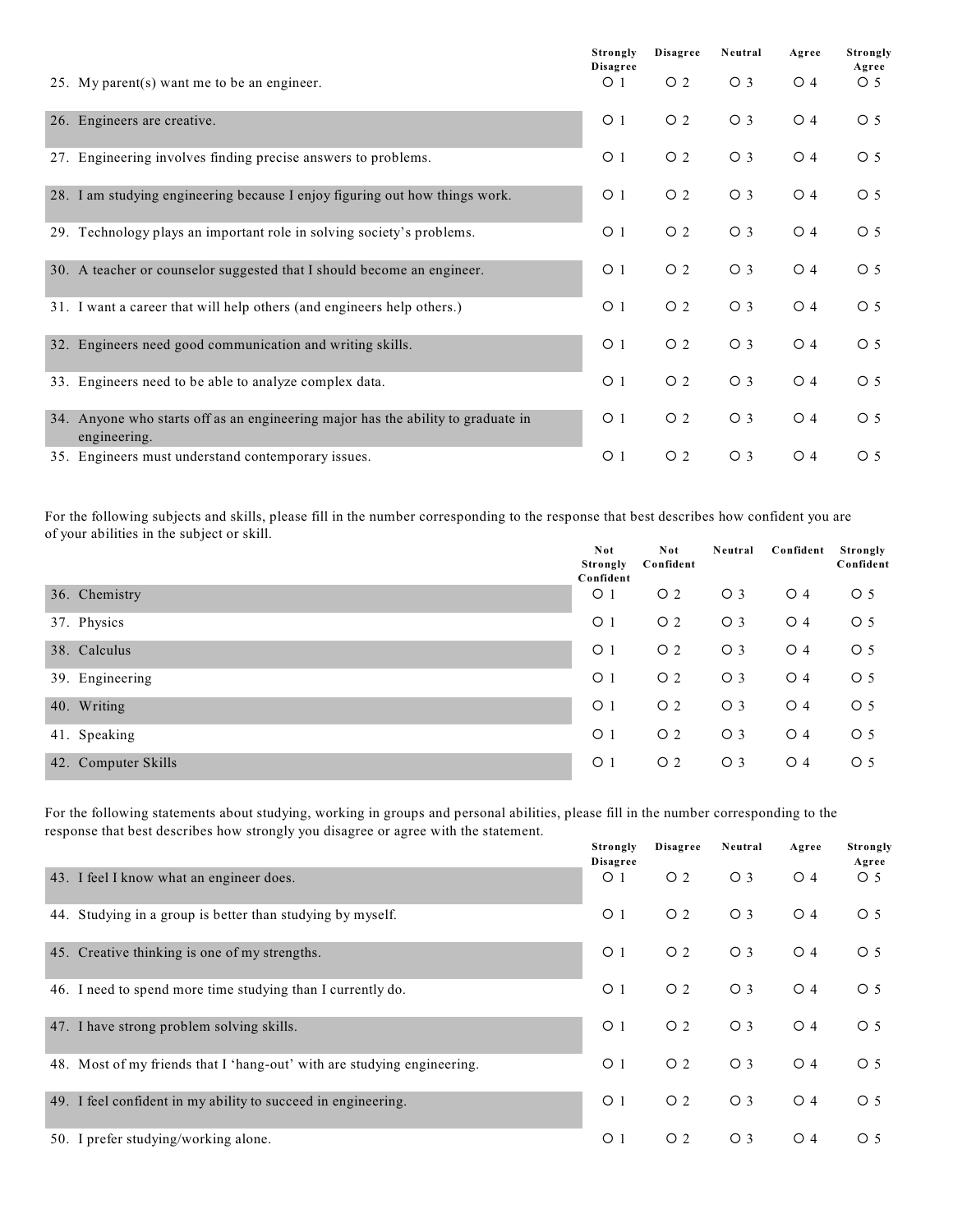| | Strongly Disagree | Disagree | Neutral | Agree | Strongly Agree |
|---|---|---|---|---|---|
| 25. My parent(s) want me to be an engineer. | O 1 | O 2 | O 3 | O 4 | O 5 |
| 26. Engineers are creative. | O 1 | O 2 | O 3 | O 4 | O 5 |
| 27. Engineering involves finding precise answers to problems. | O 1 | O 2 | O 3 | O 4 | O 5 |
| 28. I am studying engineering because I enjoy figuring out how things work. | O 1 | O 2 | O 3 | O 4 | O 5 |
| 29. Technology plays an important role in solving society's problems. | O 1 | O 2 | O 3 | O 4 | O 5 |
| 30. A teacher or counselor suggested that I should become an engineer. | O 1 | O 2 | O 3 | O 4 | O 5 |
| 31. I want a career that will help others (and engineers help others.) | O 1 | O 2 | O 3 | O 4 | O 5 |
| 32. Engineers need good communication and writing skills. | O 1 | O 2 | O 3 | O 4 | O 5 |
| 33. Engineers need to be able to analyze complex data. | O 1 | O 2 | O 3 | O 4 | O 5 |
| 34. Anyone who starts off as an engineering major has the ability to graduate in engineering. | O 1 | O 2 | O 3 | O 4 | O 5 |
| 35. Engineers must understand contemporary issues. | O 1 | O 2 | O 3 | O 4 | O 5 |

For the following subjects and skills, please fill in the number corresponding to the response that best describes how confident you are of your abilities in the subject or skill.

| | Not Strongly Confident | Not Confident | Neutral | Confident | Strongly Confident |
|---|---|---|---|---|---|
| 36. Chemistry | O 1 | O 2 | O 3 | O 4 | O 5 |
| 37. Physics | O 1 | O 2 | O 3 | O 4 | O 5 |
| 38. Calculus | O 1 | O 2 | O 3 | O 4 | O 5 |
| 39. Engineering | O 1 | O 2 | O 3 | O 4 | O 5 |
| 40. Writing | O 1 | O 2 | O 3 | O 4 | O 5 |
| 41. Speaking | O 1 | O 2 | O 3 | O 4 | O 5 |
| 42. Computer Skills | O 1 | O 2 | O 3 | O 4 | O 5 |

For the following statements about studying, working in groups and personal abilities, please fill in the number corresponding to the response that best describes how strongly you disagree or agree with the statement.

| | Strongly Disagree | Disagree | Neutral | Agree | Strongly Agree |
|---|---|---|---|---|---|
| 43. I feel I know what an engineer does. | O 1 | O 2 | O 3 | O 4 | O 5 |
| 44. Studying in a group is better than studying by myself. | O 1 | O 2 | O 3 | O 4 | O 5 |
| 45. Creative thinking is one of my strengths. | O 1 | O 2 | O 3 | O 4 | O 5 |
| 46. I need to spend more time studying than I currently do. | O 1 | O 2 | O 3 | O 4 | O 5 |
| 47. I have strong problem solving skills. | O 1 | O 2 | O 3 | O 4 | O 5 |
| 48. Most of my friends that I 'hang-out' with are studying engineering. | O 1 | O 2 | O 3 | O 4 | O 5 |
| 49. I feel confident in my ability to succeed in engineering. | O 1 | O 2 | O 3 | O 4 | O 5 |
| 50. I prefer studying/working alone. | O 1 | O 2 | O 3 | O 4 | O 5 |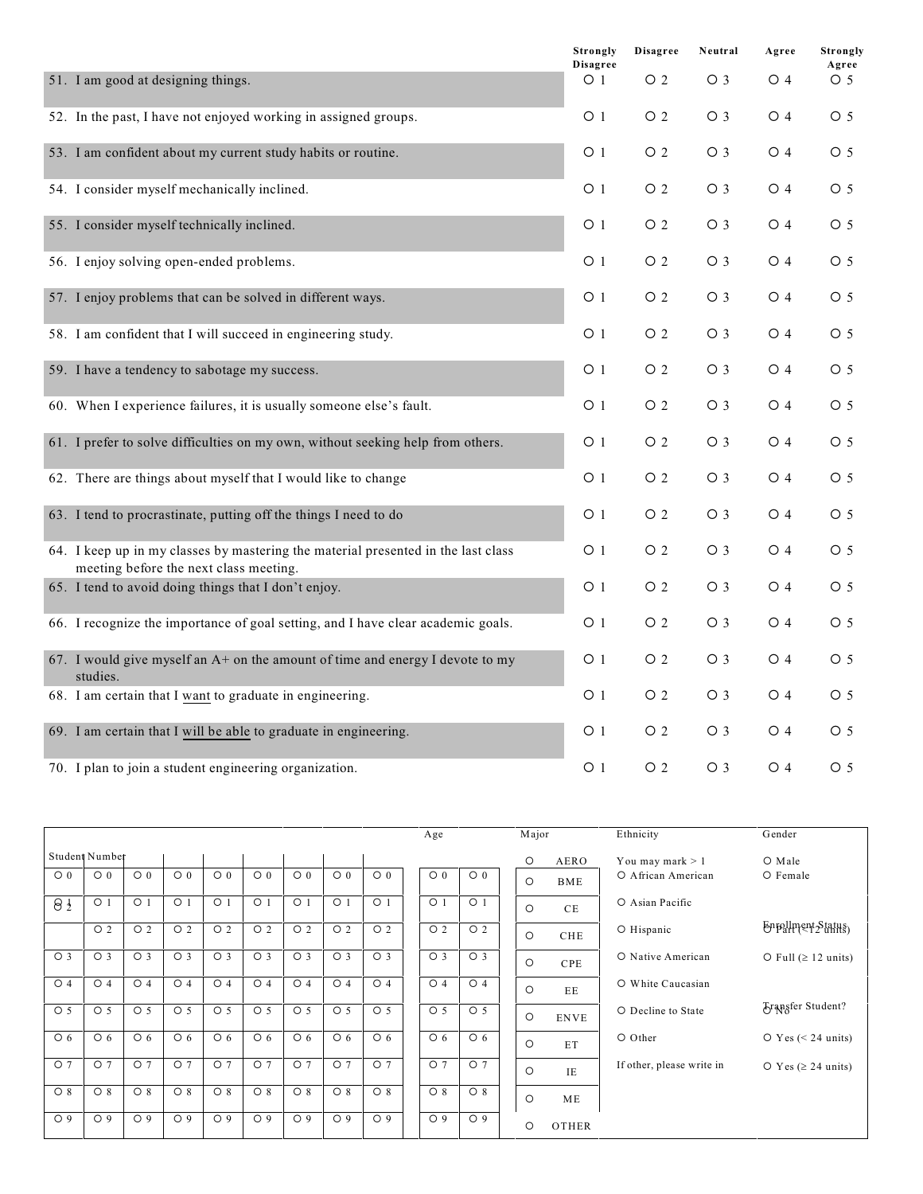| | Strongly Disagree | Disagree | Neutral | Agree | Strongly Agree |
|---|---|---|---|---|---|
| 51. I am good at designing things. | ○ 1 | ○ 2 | ○ 3 | ○ 4 | ○ 5 |
| 52. In the past, I have not enjoyed working in assigned groups. | ○ 1 | ○ 2 | ○ 3 | ○ 4 | ○ 5 |
| 53. I am confident about my current study habits or routine. | ○ 1 | ○ 2 | ○ 3 | ○ 4 | ○ 5 |
| 54. I consider myself mechanically inclined. | ○ 1 | ○ 2 | ○ 3 | ○ 4 | ○ 5 |
| 55. I consider myself technically inclined. | ○ 1 | ○ 2 | ○ 3 | ○ 4 | ○ 5 |
| 56. I enjoy solving open-ended problems. | ○ 1 | ○ 2 | ○ 3 | ○ 4 | ○ 5 |
| 57. I enjoy problems that can be solved in different ways. | ○ 1 | ○ 2 | ○ 3 | ○ 4 | ○ 5 |
| 58. I am confident that I will succeed in engineering study. | ○ 1 | ○ 2 | ○ 3 | ○ 4 | ○ 5 |
| 59. I have a tendency to sabotage my success. | ○ 1 | ○ 2 | ○ 3 | ○ 4 | ○ 5 |
| 60. When I experience failures, it is usually someone else's fault. | ○ 1 | ○ 2 | ○ 3 | ○ 4 | ○ 5 |
| 61. I prefer to solve difficulties on my own, without seeking help from others. | ○ 1 | ○ 2 | ○ 3 | ○ 4 | ○ 5 |
| 62. There are things about myself that I would like to change | ○ 1 | ○ 2 | ○ 3 | ○ 4 | ○ 5 |
| 63. I tend to procrastinate, putting off the things I need to do | ○ 1 | ○ 2 | ○ 3 | ○ 4 | ○ 5 |
| 64. I keep up in my classes by mastering the material presented in the last class meeting before the next class meeting. | ○ 1 | ○ 2 | ○ 3 | ○ 4 | ○ 5 |
| 65. I tend to avoid doing things that I don't enjoy. | ○ 1 | ○ 2 | ○ 3 | ○ 4 | ○ 5 |
| 66. I recognize the importance of goal setting, and I have clear academic goals. | ○ 1 | ○ 2 | ○ 3 | ○ 4 | ○ 5 |
| 67. I would give myself an A+ on the amount of time and energy I devote to my studies. | ○ 1 | ○ 2 | ○ 3 | ○ 4 | ○ 5 |
| 68. I am certain that I <u>want</u> to graduate in engineering. | ○ 1 | ○ 2 | ○ 3 | ○ 4 | ○ 5 |
| 69. I am certain that I <u>will be able</u> to graduate in engineering. | ○ 1 | ○ 2 | ○ 3 | ○ 4 | ○ 5 |
| 70. I plan to join a student engineering organization. | ○ 1 | ○ 2 | ○ 3 | ○ 4 | ○ 5 |

| Student Number | | | | | | | | | Age | | Major | Ethnicity | Gender |
|---|---|---|---|---|---|---|---|---|---|---|---|---|---|
| | | | | | | | | | | | ○ AERO | You may mark > 1 | ○ Male |
| ○ 0 | ○ 0 | ○ 0 | ○ 0 | ○ 0 | ○ 0 | ○ 0 | ○ 0 | ○ 0 | ○ 0 | ○ 0 | ○ BME | ○ African American | ○ Female |
| ○ 1 ○ 2 | ○ 1 | ○ 1 | ○ 1 | ○ 1 | ○ 1 | ○ 1 | ○ 1 | ○ 1 | ○ 1 | ○ 1 | ○ CE | ○ Asian Pacific | |
| | ○ 2 | ○ 2 | ○ 2 | ○ 2 | ○ 2 | ○ 2 | ○ 2 | ○ 2 | ○ 2 | ○ 2 | ○ CHE | ○ Hispanic | Enrollment Status ○ Part (< 12 units) |
| ○ 3 | ○ 3 | ○ 3 | ○ 3 | ○ 3 | ○ 3 | ○ 3 | ○ 3 | ○ 3 | ○ 3 | ○ 3 | ○ CPE | ○ Native American | ○ Full (≥ 12 units) |
| ○ 4 | ○ 4 | ○ 4 | ○ 4 | ○ 4 | ○ 4 | ○ 4 | ○ 4 | ○ 4 | ○ 4 | ○ 4 | ○ EE | ○ White Caucasian | |
| ○ 5 | ○ 5 | ○ 5 | ○ 5 | ○ 5 | ○ 5 | ○ 5 | ○ 5 | ○ 5 | ○ 5 | ○ 5 | ○ ENVE | ○ Decline to State | Transfer Student? ○ No |
| ○ 6 | ○ 6 | ○ 6 | ○ 6 | ○ 6 | ○ 6 | ○ 6 | ○ 6 | ○ 6 | ○ 6 | ○ 6 | ○ ET | ○ Other | ○ Yes (< 24 units) |
| ○ 7 | ○ 7 | ○ 7 | ○ 7 | ○ 7 | ○ 7 | ○ 7 | ○ 7 | ○ 7 | ○ 7 | ○ 7 | ○ IE | If other, please write in | ○ Yes (≥ 24 units) |
| ○ 8 | ○ 8 | ○ 8 | ○ 8 | ○ 8 | ○ 8 | ○ 8 | ○ 8 | ○ 8 | ○ 8 | ○ 8 | ○ ME | | |
| ○ 9 | ○ 9 | ○ 9 | ○ 9 | ○ 9 | ○ 9 | ○ 9 | ○ 9 | ○ 9 | ○ 9 | ○ 9 | ○ OTHER | | |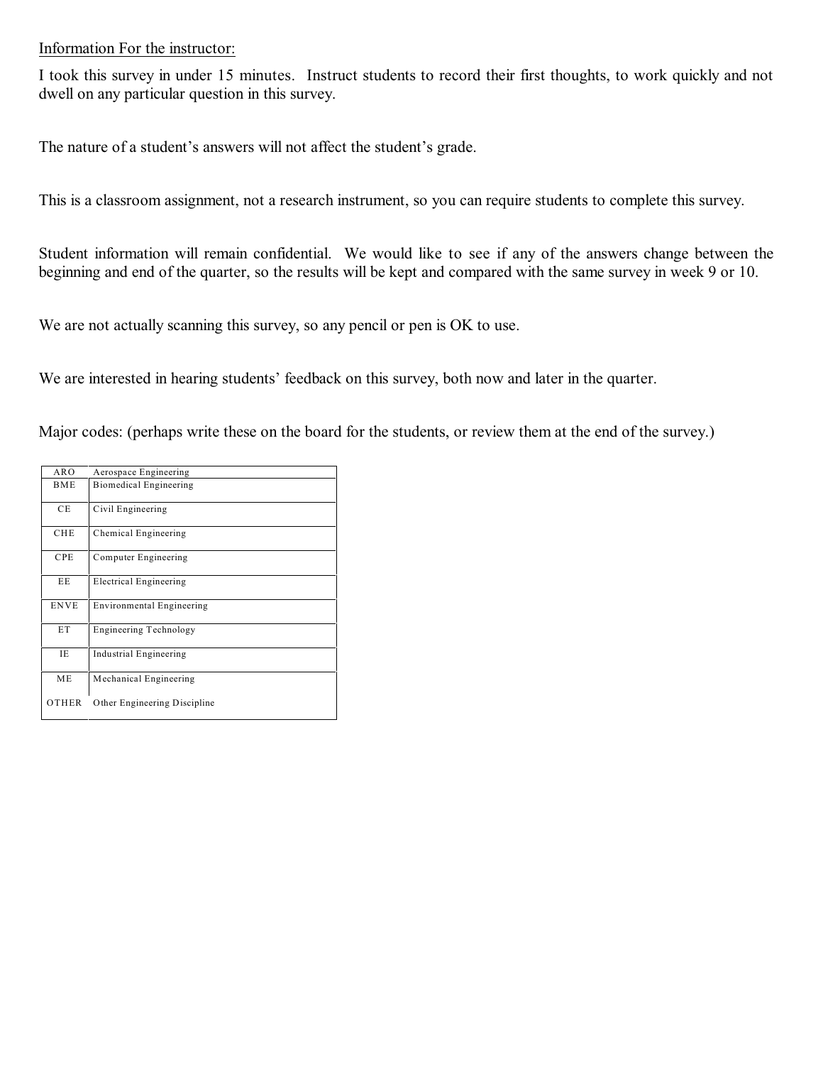Information For the instructor:

I took this survey in under 15 minutes. Instruct students to record their first thoughts, to work quickly and not dwell on any particular question in this survey.

The nature of a student's answers will not affect the student's grade.

This is a classroom assignment, not a research instrument, so you can require students to complete this survey.

Student information will remain confidential. We would like to see if any of the answers change between the beginning and end of the quarter, so the results will be kept and compared with the same survey in week 9 or 10.

We are not actually scanning this survey, so any pencil or pen is OK to use.

We are interested in hearing students' feedback on this survey, both now and later in the quarter.

Major codes: (perhaps write these on the board for the students, or review them at the end of the survey.)

| | |
|---|---|
| ARO | Aerospace Engineering |
| BME | Biomedical Engineering |
| CE | Civil Engineering |
| CHE | Chemical Engineering |
| CPE | Computer Engineering |
| EE | Electrical Engineering |
| ENVE | Environmental Engineering |
| ET | Engineering Technology |
| IE | Industrial Engineering |
| ME | Mechanical Engineering |
| OTHER | Other Engineering Discipline |